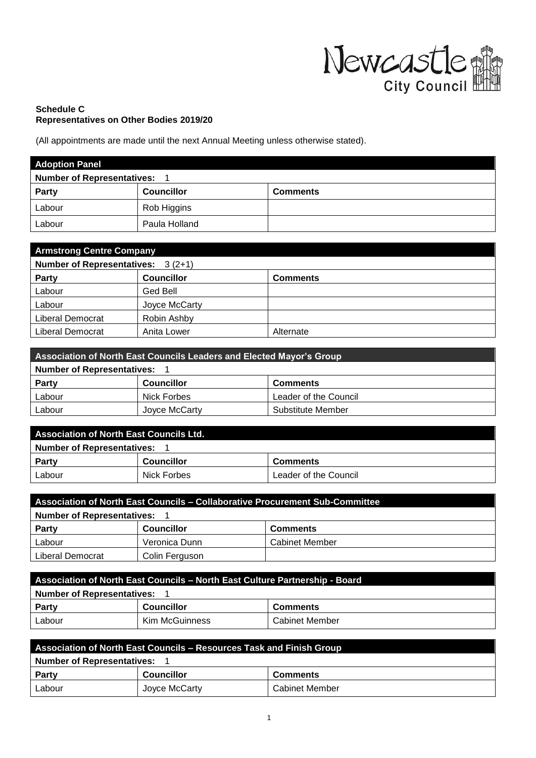**Schedule C**
**Representatives on Other Bodies 2019/20**

(All appointments are made until the next Annual Meeting unless otherwise stated).

| **Adoption Panel** | | |
|---|---|---|
| **Number of Representatives:** 1 | | |
| **Party** | **Councillor** | **Comments** |
| Labour | Rob Higgins | |
| Labour | Paula Holland | |

| **Armstrong Centre Company** | | |
|---|---|---|
| **Number of Representatives:** 3 (2+1) | | |
| **Party** | **Councillor** | **Comments** |
| Labour | Ged Bell | |
| Labour | Joyce McCarty | |
| Liberal Democrat | Robin Ashby | |
| Liberal Democrat | Anita Lower | Alternate |

| **Association of North East Councils Leaders and Elected Mayor's Group** | | |
|---|---|---|
| **Number of Representatives:** 1 | | |
| **Party** | **Councillor** | **Comments** |
| Labour | Nick Forbes | Leader of the Council |
| Labour | Joyce McCarty | Substitute Member |

| **Association of North East Councils Ltd.** | | |
|---|---|---|
| **Number of Representatives:** 1 | | |
| **Party** | **Councillor** | **Comments** |
| Labour | Nick Forbes | Leader of the Council |

| **Association of North East Councils – Collaborative Procurement Sub-Committee** | | |
|---|---|---|
| **Number of Representatives:** 1 | | |
| **Party** | **Councillor** | **Comments** |
| Labour | Veronica Dunn | Cabinet Member |
| Liberal Democrat | Colin Ferguson | |

| **Association of North East Councils – North East Culture Partnership - Board** | | |
|---|---|---|
| **Number of Representatives:** 1 | | |
| **Party** | **Councillor** | **Comments** |
| Labour | Kim McGuinness | Cabinet Member |

| **Association of North East Councils – Resources Task and Finish Group** | | |
|---|---|---|
| **Number of Representatives:** 1 | | |
| **Party** | **Councillor** | **Comments** |
| Labour | Joyce McCarty | Cabinet Member |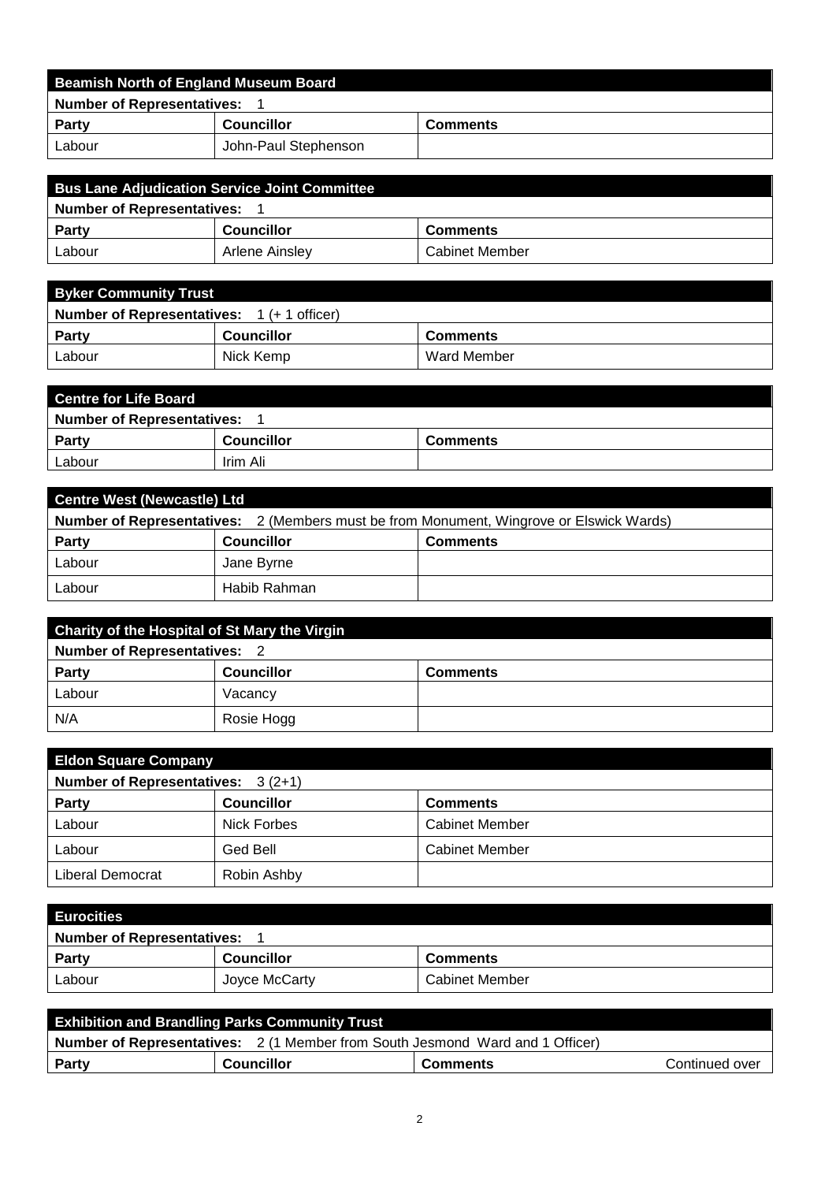| Beamish North of England Museum Board | | |
|---|---|---|
| **Number of Representatives:** 1 | | |
| **Party** | **Councillor** | **Comments** |
| Labour | John-Paul Stephenson | |

| Bus Lane Adjudication Service Joint Committee | | |
|---|---|---|
| **Number of Representatives:** 1 | | |
| **Party** | **Councillor** | **Comments** |
| Labour | Arlene Ainsley | Cabinet Member |

| Byker Community Trust | | |
|---|---|---|
| **Number of Representatives:** 1 (+ 1 officer) | | |
| **Party** | **Councillor** | **Comments** |
| Labour | Nick Kemp | Ward Member |

| Centre for Life Board | | |
|---|---|---|
| **Number of Representatives:** 1 | | |
| **Party** | **Councillor** | **Comments** |
| Labour | Irim Ali | |

| Centre West (Newcastle) Ltd | | |
|---|---|---|
| **Number of Representatives:** 2 (Members must be from Monument, Wingrove or Elswick Wards) | | |
| **Party** | **Councillor** | **Comments** |
| Labour | Jane Byrne | |
| Labour | Habib Rahman | |

| Charity of the Hospital of St Mary the Virgin | | |
|---|---|---|
| **Number of Representatives:** 2 | | |
| **Party** | **Councillor** | **Comments** |
| Labour | Vacancy | |
| N/A | Rosie Hogg | |

| Eldon Square Company | | |
|---|---|---|
| **Number of Representatives:** 3 (2+1) | | |
| **Party** | **Councillor** | **Comments** |
| Labour | Nick Forbes | Cabinet Member |
| Labour | Ged Bell | Cabinet Member |
| Liberal Democrat | Robin Ashby | |

| Eurocities | | |
|---|---|---|
| **Number of Representatives:** 1 | | |
| **Party** | **Councillor** | **Comments** |
| Labour | Joyce McCarty | Cabinet Member |

| Exhibition and Brandling Parks Community Trust | | | |
|---|---|---|---|
| **Number of Representatives:** 2 (1 Member from South Jesmond Ward and 1 Officer) | | | |
| **Party** | **Councillor** | **Comments** | Continued over |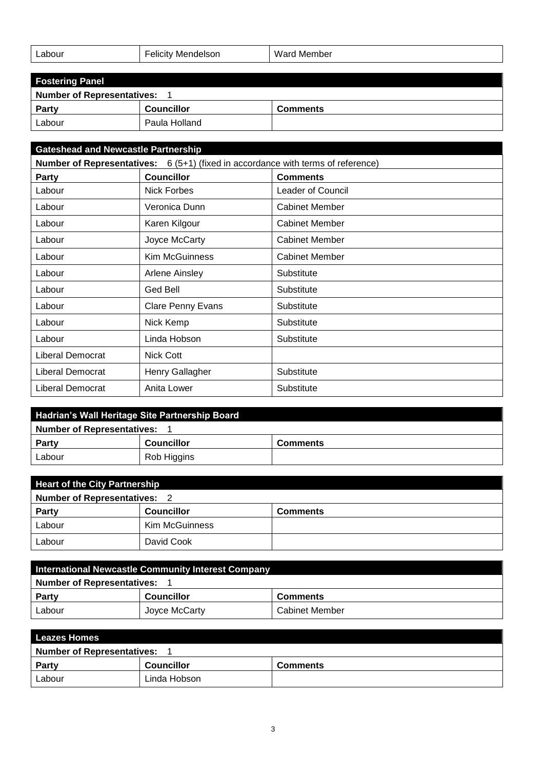| Labour | Felicity Mendelson | Ward Member |
|---|---|---|

| Fostering Panel | | |
|---|---|---|
| **Number of Representatives:** 1 | | |
| **Party** | **Councillor** | **Comments** |
| Labour | Paula Holland | |

| Gateshead and Newcastle Partnership | | |
|---|---|---|
| **Number of Representatives:** 6 (5+1) (fixed in accordance with terms of reference) | | |
| **Party** | **Councillor** | **Comments** |
| Labour | Nick Forbes | Leader of Council |
| Labour | Veronica Dunn | Cabinet Member |
| Labour | Karen Kilgour | Cabinet Member |
| Labour | Joyce McCarty | Cabinet Member |
| Labour | Kim McGuinness | Cabinet Member |
| Labour | Arlene Ainsley | Substitute |
| Labour | Ged Bell | Substitute |
| Labour | Clare Penny Evans | Substitute |
| Labour | Nick Kemp | Substitute |
| Labour | Linda Hobson | Substitute |
| Liberal Democrat | Nick Cott | |
| Liberal Democrat | Henry Gallagher | Substitute |
| Liberal Democrat | Anita Lower | Substitute |

| Hadrian's Wall Heritage Site Partnership Board | | |
|---|---|---|
| **Number of Representatives:** 1 | | |
| **Party** | **Councillor** | **Comments** |
| Labour | Rob Higgins | |

| Heart of the City Partnership | | |
|---|---|---|
| **Number of Representatives:** 2 | | |
| **Party** | **Councillor** | **Comments** |
| Labour | Kim McGuinness | |
| Labour | David Cook | |

| International Newcastle Community Interest Company | | |
|---|---|---|
| **Number of Representatives:** 1 | | |
| **Party** | **Councillor** | **Comments** |
| Labour | Joyce McCarty | Cabinet Member |

| Leazes Homes | | |
|---|---|---|
| **Number of Representatives:** 1 | | |
| **Party** | **Councillor** | **Comments** |
| Labour | Linda Hobson | |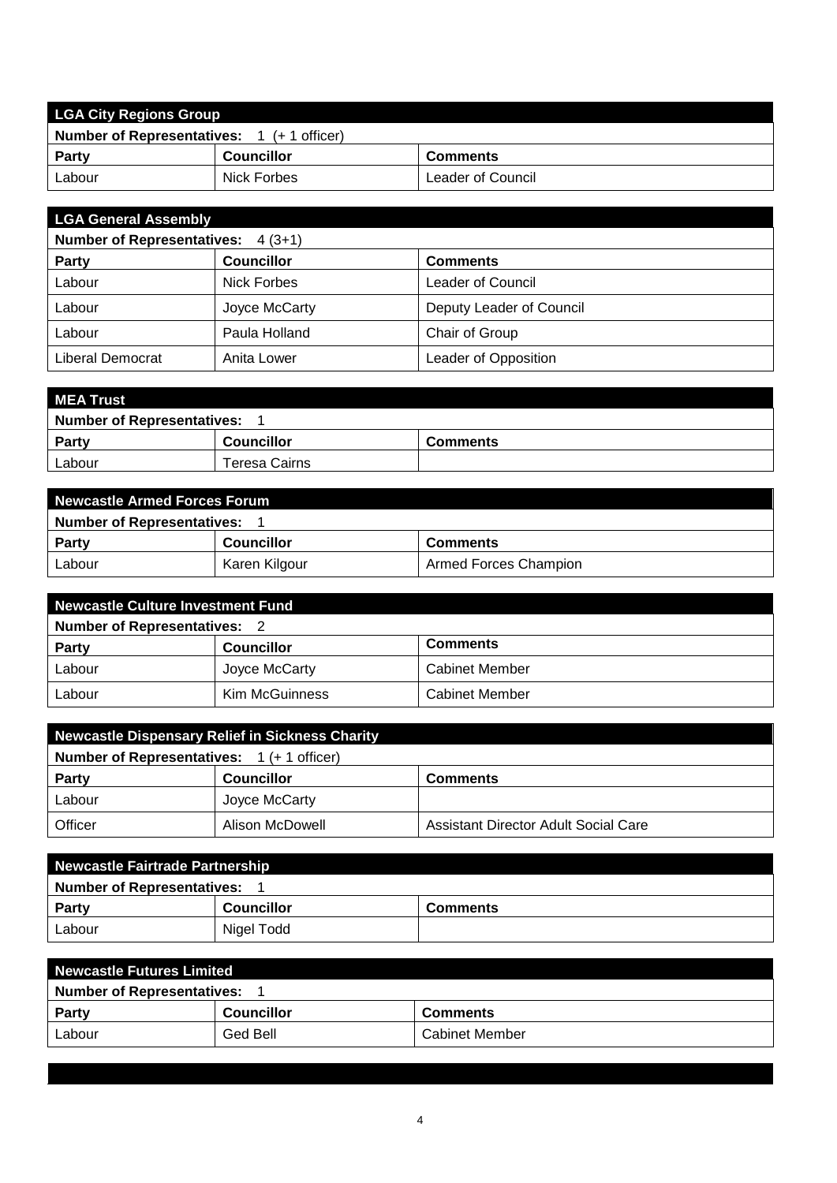| LGA City Regions Group | | |
|---|---|---|
| **Number of Representatives:** 1 (+ 1 officer) | | |
| **Party** | **Councillor** | **Comments** |
| Labour | Nick Forbes | Leader of Council |

| LGA General Assembly | | |
|---|---|---|
| **Number of Representatives:** 4 (3+1) | | |
| **Party** | **Councillor** | **Comments** |
| Labour | Nick Forbes | Leader of Council |
| Labour | Joyce McCarty | Deputy Leader of Council |
| Labour | Paula Holland | Chair of Group |
| Liberal Democrat | Anita Lower | Leader of Opposition |

| MEA Trust | | |
|---|---|---|
| **Number of Representatives:** 1 | | |
| **Party** | **Councillor** | **Comments** |
| Labour | Teresa Cairns | |

| Newcastle Armed Forces Forum | | |
|---|---|---|
| **Number of Representatives:** 1 | | |
| **Party** | **Councillor** | **Comments** |
| Labour | Karen Kilgour | Armed Forces Champion |

| Newcastle Culture Investment Fund | | |
|---|---|---|
| **Number of Representatives:** 2 | | |
| **Party** | **Councillor** | **Comments** |
| Labour | Joyce McCarty | Cabinet Member |
| Labour | Kim McGuinness | Cabinet Member |

| Newcastle Dispensary Relief in Sickness Charity | | |
|---|---|---|
| **Number of Representatives:** 1 (+ 1 officer) | | |
| **Party** | **Councillor** | **Comments** |
| Labour | Joyce McCarty | |
| Officer | Alison McDowell | Assistant Director Adult Social Care |

| Newcastle Fairtrade Partnership | | |
|---|---|---|
| **Number of Representatives:** 1 | | |
| **Party** | **Councillor** | **Comments** |
| Labour | Nigel Todd | |

| Newcastle Futures Limited | | |
|---|---|---|
| **Number of Representatives:** 1 | | |
| **Party** | **Councillor** | **Comments** |
| Labour | Ged Bell | Cabinet Member |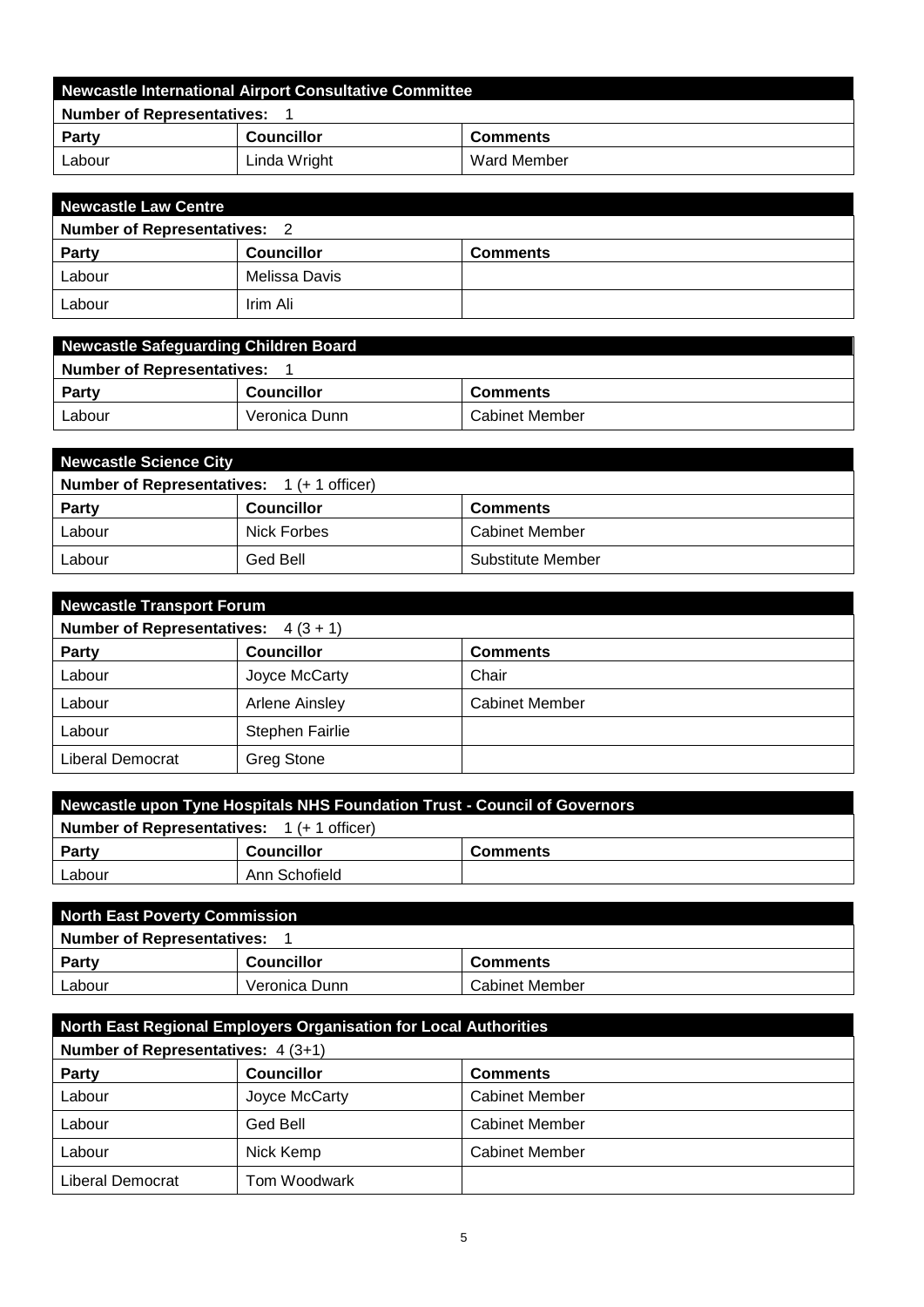## Newcastle International Airport Consultative Committee

**Number of Representatives:** 1

| Party | Councillor | Comments |
|---|---|---|
| Labour | Linda Wright | Ward Member |

## Newcastle Law Centre

**Number of Representatives:** 2

| Party | Councillor | Comments |
|---|---|---|
| Labour | Melissa Davis | |
| Labour | Irim Ali | |

## Newcastle Safeguarding Children Board

**Number of Representatives:** 1

| Party | Councillor | Comments |
|---|---|---|
| Labour | Veronica Dunn | Cabinet Member |

## Newcastle Science City

**Number of Representatives:** 1 (+ 1 officer)

| Party | Councillor | Comments |
|---|---|---|
| Labour | Nick Forbes | Cabinet Member |
| Labour | Ged Bell | Substitute Member |

## Newcastle Transport Forum

**Number of Representatives:** 4 (3 + 1)

| Party | Councillor | Comments |
|---|---|---|
| Labour | Joyce McCarty | Chair |
| Labour | Arlene Ainsley | Cabinet Member |
| Labour | Stephen Fairlie | |
| Liberal Democrat | Greg Stone | |

## Newcastle upon Tyne Hospitals NHS Foundation Trust - Council of Governors

**Number of Representatives:** 1 (+ 1 officer)

| Party | Councillor | Comments |
|---|---|---|
| Labour | Ann Schofield | |

## North East Poverty Commission

**Number of Representatives:** 1

| Party | Councillor | Comments |
|---|---|---|
| Labour | Veronica Dunn | Cabinet Member |

## North East Regional Employers Organisation for Local Authorities

**Number of Representatives:** 4 (3+1)

| Party | Councillor | Comments |
|---|---|---|
| Labour | Joyce McCarty | Cabinet Member |
| Labour | Ged Bell | Cabinet Member |
| Labour | Nick Kemp | Cabinet Member |
| Liberal Democrat | Tom Woodwark | |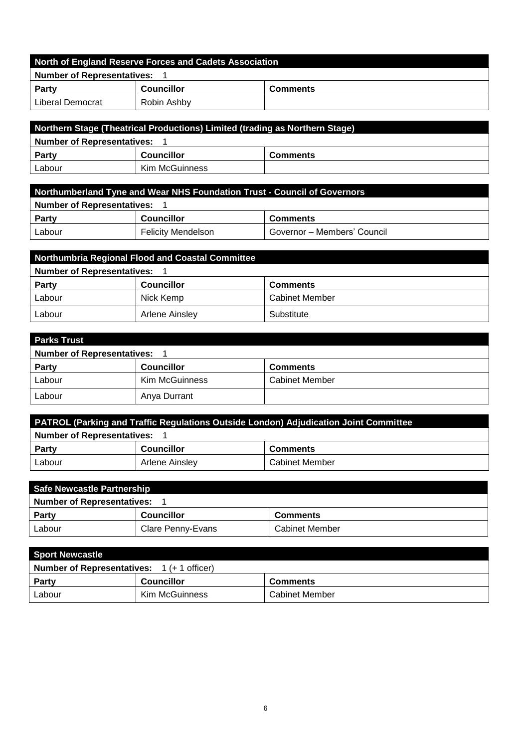| North of England Reserve Forces and Cadets Association | | |
|---|---|---|
| **Number of Representatives:** 1 | | |
| **Party** | **Councillor** | **Comments** |
| Liberal Democrat | Robin Ashby | |

| Northern Stage (Theatrical Productions) Limited (trading as Northern Stage) | | |
|---|---|---|
| **Number of Representatives:** 1 | | |
| **Party** | **Councillor** | **Comments** |
| Labour | Kim McGuinness | |

| Northumberland Tyne and Wear NHS Foundation Trust - Council of Governors | | |
|---|---|---|
| **Number of Representatives:** 1 | | |
| **Party** | **Councillor** | **Comments** |
| Labour | Felicity Mendelson | Governor – Members' Council |

| Northumbria Regional Flood and Coastal Committee | | |
|---|---|---|
| **Number of Representatives:** 1 | | |
| **Party** | **Councillor** | **Comments** |
| Labour | Nick Kemp | Cabinet Member |
| Labour | Arlene Ainsley | Substitute |

| Parks Trust | | |
|---|---|---|
| **Number of Representatives:** 1 | | |
| **Party** | **Councillor** | **Comments** |
| Labour | Kim McGuinness | Cabinet Member |
| Labour | Anya Durrant | |

| PATROL (Parking and Traffic Regulations Outside London) Adjudication Joint Committee | | |
|---|---|---|
| **Number of Representatives:** 1 | | |
| **Party** | **Councillor** | **Comments** |
| Labour | Arlene Ainsley | Cabinet Member |

| Safe Newcastle Partnership | | |
|---|---|---|
| **Number of Representatives:** 1 | | |
| **Party** | **Councillor** | **Comments** |
| Labour | Clare Penny-Evans | Cabinet Member |

| Sport Newcastle | | |
|---|---|---|
| **Number of Representatives:** 1 (+ 1 officer) | | |
| **Party** | **Councillor** | **Comments** |
| Labour | Kim McGuinness | Cabinet Member |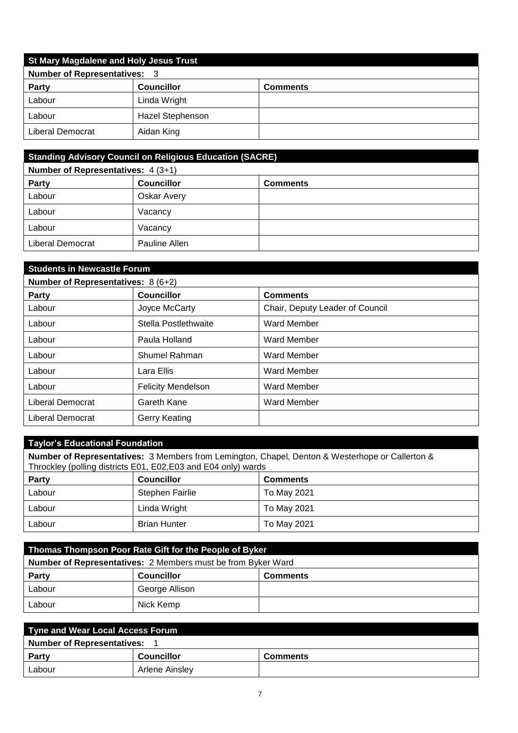## St Mary Magdalene and Holy Jesus Trust

**Number of Representatives:** 3

| Party | Councillor | Comments |
| --- | --- | --- |
| Labour | Linda Wright | |
| Labour | Hazel Stephenson | |
| Liberal Democrat | Aidan King | |

## Standing Advisory Council on Religious Education (SACRE)

**Number of Representatives:** 4 (3+1)

| Party | Councillor | Comments |
| --- | --- | --- |
| Labour | Oskar Avery | |
| Labour | Vacancy | |
| Labour | Vacancy | |
| Liberal Democrat | Pauline Allen | |

## Students in Newcastle Forum

**Number of Representatives:** 8 (6+2)

| Party | Councillor | Comments |
| --- | --- | --- |
| Labour | Joyce McCarty | Chair, Deputy Leader of Council |
| Labour | Stella Postlethwaite | Ward Member |
| Labour | Paula Holland | Ward Member |
| Labour | Shumel Rahman | Ward Member |
| Labour | Lara Ellis | Ward Member |
| Labour | Felicity Mendelson | Ward Member |
| Liberal Democrat | Gareth Kane | Ward Member |
| Liberal Democrat | Gerry Keating | |

## Taylor's Educational Foundation

**Number of Representatives:** 3 Members from Lemington, Chapel, Denton & Westerhope or Callerton & Throckley (polling districts E01, E02,E03 and E04 only) wards

| Party | Councillor | Comments |
| --- | --- | --- |
| Labour | Stephen Fairlie | To May 2021 |
| Labour | Linda Wright | To May 2021 |
| Labour | Brian Hunter | To May 2021 |

## Thomas Thompson Poor Rate Gift for the People of Byker

**Number of Representatives:** 2 Members must be from Byker Ward

| Party | Councillor | Comments |
| --- | --- | --- |
| Labour | George Allison | |
| Labour | Nick Kemp | |

## Tyne and Wear Local Access Forum

**Number of Representatives:** 1

| Party | Councillor | Comments |
| --- | --- | --- |
| Labour | Arlene Ainsley | |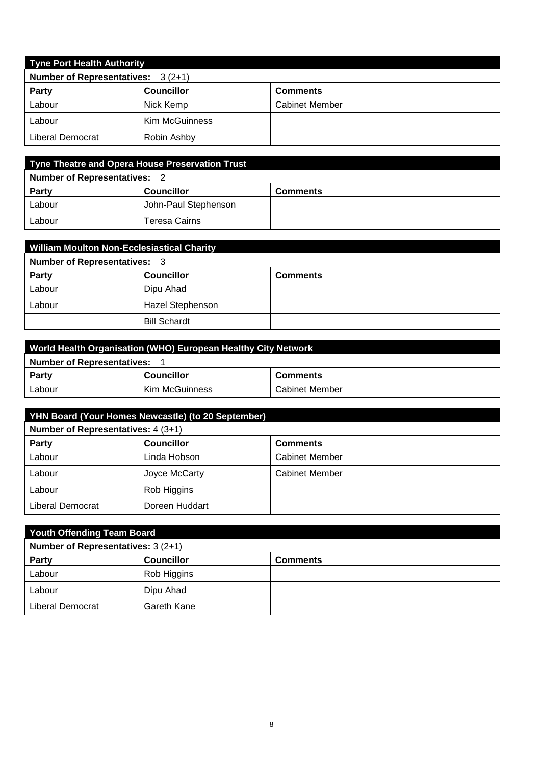| Tyne Port Health Authority | | |
|---|---|---|
| **Number of Representatives:** 3 (2+1) | | |
| **Party** | **Councillor** | **Comments** |
| Labour | Nick Kemp | Cabinet Member |
| Labour | Kim McGuinness | |
| Liberal Democrat | Robin Ashby | |

| Tyne Theatre and Opera House Preservation Trust | | |
|---|---|---|
| **Number of Representatives:** 2 | | |
| **Party** | **Councillor** | **Comments** |
| Labour | John-Paul Stephenson | |
| Labour | Teresa Cairns | |

| William Moulton Non-Ecclesiastical Charity | | |
|---|---|---|
| **Number of Representatives:** 3 | | |
| **Party** | **Councillor** | **Comments** |
| Labour | Dipu Ahad | |
| Labour | Hazel Stephenson | |
| | Bill Schardt | |

| World Health Organisation (WHO) European Healthy City Network | | |
|---|---|---|
| **Number of Representatives:** 1 | | |
| **Party** | **Councillor** | **Comments** |
| Labour | Kim McGuinness | Cabinet Member |

| YHN Board (Your Homes Newcastle) (to 20 September) | | |
|---|---|---|
| **Number of Representatives:** 4 (3+1) | | |
| **Party** | **Councillor** | **Comments** |
| Labour | Linda Hobson | Cabinet Member |
| Labour | Joyce McCarty | Cabinet Member |
| Labour | Rob Higgins | |
| Liberal Democrat | Doreen Huddart | |

| Youth Offending Team Board | | |
|---|---|---|
| **Number of Representatives:** 3 (2+1) | | |
| **Party** | **Councillor** | **Comments** |
| Labour | Rob Higgins | |
| Labour | Dipu Ahad | |
| Liberal Democrat | Gareth Kane | |